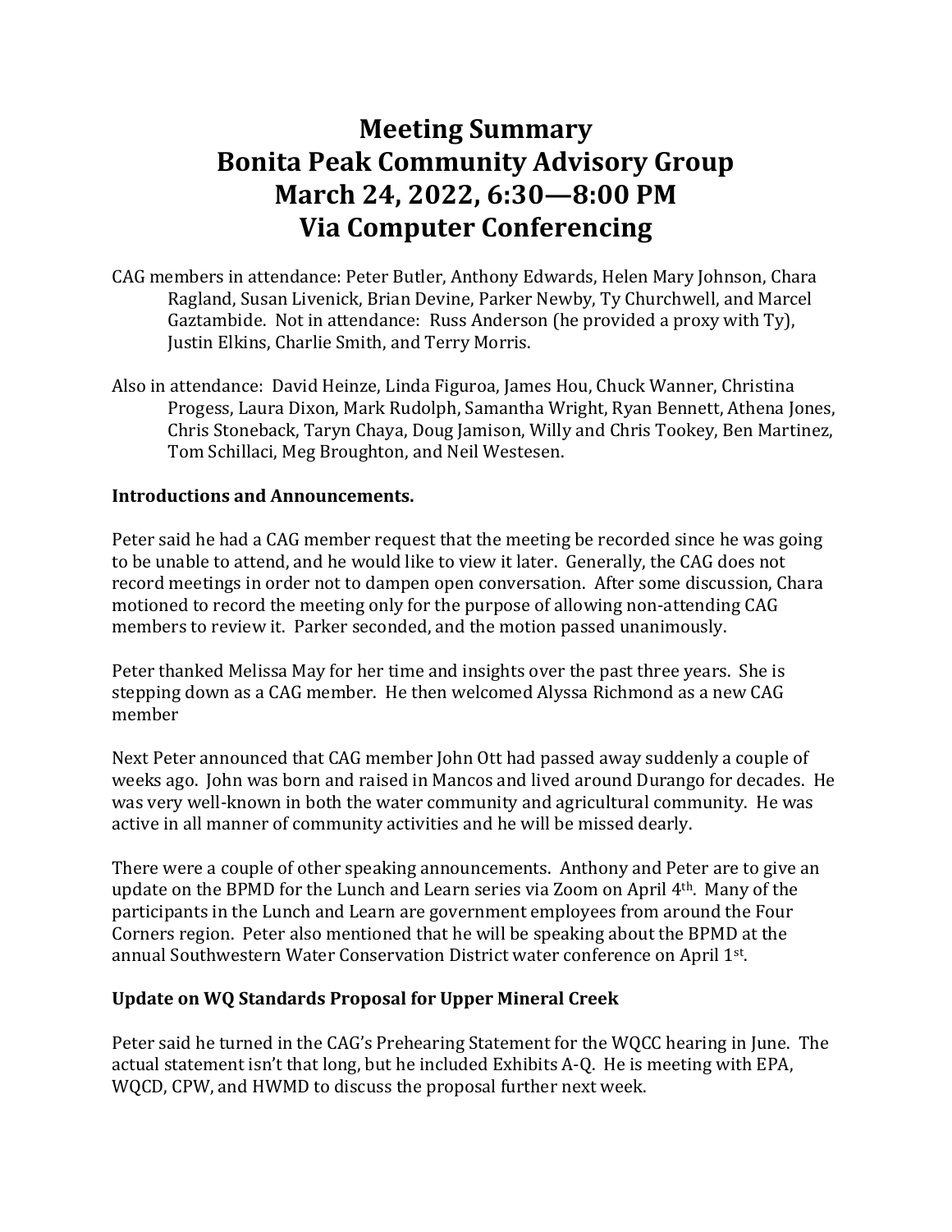# Meeting Summary
# Bonita Peak Community Advisory Group
# March 24, 2022, 6:30—8:00 PM
# Via Computer Conferencing

CAG members in attendance: Peter Butler, Anthony Edwards, Helen Mary Johnson, Chara Ragland, Susan Livenick, Brian Devine, Parker Newby, Ty Churchwell, and Marcel Gaztambide. Not in attendance: Russ Anderson (he provided a proxy with Ty), Justin Elkins, Charlie Smith, and Terry Morris.

Also in attendance: David Heinze, Linda Figuroa, James Hou, Chuck Wanner, Christina Progess, Laura Dixon, Mark Rudolph, Samantha Wright, Ryan Bennett, Athena Jones, Chris Stoneback, Taryn Chaya, Doug Jamison, Willy and Chris Tookey, Ben Martinez, Tom Schillaci, Meg Broughton, and Neil Westesen.

**Introductions and Announcements.**

Peter said he had a CAG member request that the meeting be recorded since he was going to be unable to attend, and he would like to view it later. Generally, the CAG does not record meetings in order not to dampen open conversation. After some discussion, Chara motioned to record the meeting only for the purpose of allowing non-attending CAG members to review it. Parker seconded, and the motion passed unanimously.

Peter thanked Melissa May for her time and insights over the past three years. She is stepping down as a CAG member. He then welcomed Alyssa Richmond as a new CAG member

Next Peter announced that CAG member John Ott had passed away suddenly a couple of weeks ago. John was born and raised in Mancos and lived around Durango for decades. He was very well-known in both the water community and agricultural community. He was active in all manner of community activities and he will be missed dearly.

There were a couple of other speaking announcements. Anthony and Peter are to give an update on the BPMD for the Lunch and Learn series via Zoom on April 4th. Many of the participants in the Lunch and Learn are government employees from around the Four Corners region. Peter also mentioned that he will be speaking about the BPMD at the annual Southwestern Water Conservation District water conference on April 1st.

**Update on WQ Standards Proposal for Upper Mineral Creek**

Peter said he turned in the CAG's Prehearing Statement for the WQCC hearing in June. The actual statement isn't that long, but he included Exhibits A-Q. He is meeting with EPA, WQCD, CPW, and HWMD to discuss the proposal further next week.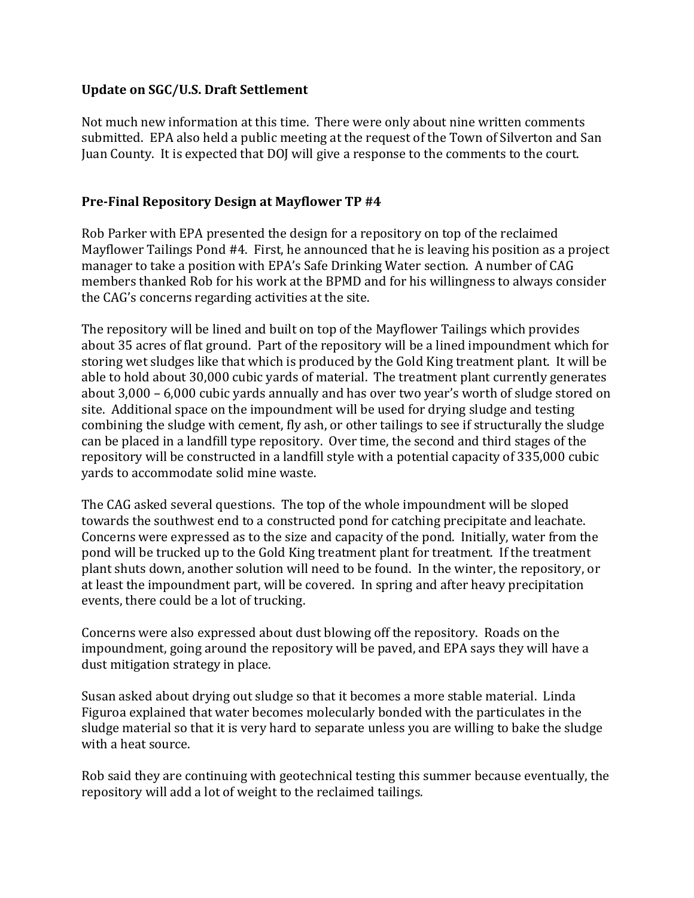### Update on SGC/U.S. Draft Settlement

Not much new information at this time. There were only about nine written comments submitted. EPA also held a public meeting at the request of the Town of Silverton and San Juan County. It is expected that DOJ will give a response to the comments to the court.

### Pre-Final Repository Design at Mayflower TP #4

Rob Parker with EPA presented the design for a repository on top of the reclaimed Mayflower Tailings Pond #4. First, he announced that he is leaving his position as a project manager to take a position with EPA's Safe Drinking Water section. A number of CAG members thanked Rob for his work at the BPMD and for his willingness to always consider the CAG's concerns regarding activities at the site.

The repository will be lined and built on top of the Mayflower Tailings which provides about 35 acres of flat ground. Part of the repository will be a lined impoundment which for storing wet sludges like that which is produced by the Gold King treatment plant. It will be able to hold about 30,000 cubic yards of material. The treatment plant currently generates about 3,000 – 6,000 cubic yards annually and has over two year's worth of sludge stored on site. Additional space on the impoundment will be used for drying sludge and testing combining the sludge with cement, fly ash, or other tailings to see if structurally the sludge can be placed in a landfill type repository. Over time, the second and third stages of the repository will be constructed in a landfill style with a potential capacity of 335,000 cubic yards to accommodate solid mine waste.

The CAG asked several questions. The top of the whole impoundment will be sloped towards the southwest end to a constructed pond for catching precipitate and leachate. Concerns were expressed as to the size and capacity of the pond. Initially, water from the pond will be trucked up to the Gold King treatment plant for treatment. If the treatment plant shuts down, another solution will need to be found. In the winter, the repository, or at least the impoundment part, will be covered. In spring and after heavy precipitation events, there could be a lot of trucking.

Concerns were also expressed about dust blowing off the repository. Roads on the impoundment, going around the repository will be paved, and EPA says they will have a dust mitigation strategy in place.

Susan asked about drying out sludge so that it becomes a more stable material. Linda Figuroa explained that water becomes molecularly bonded with the particulates in the sludge material so that it is very hard to separate unless you are willing to bake the sludge with a heat source.

Rob said they are continuing with geotechnical testing this summer because eventually, the repository will add a lot of weight to the reclaimed tailings.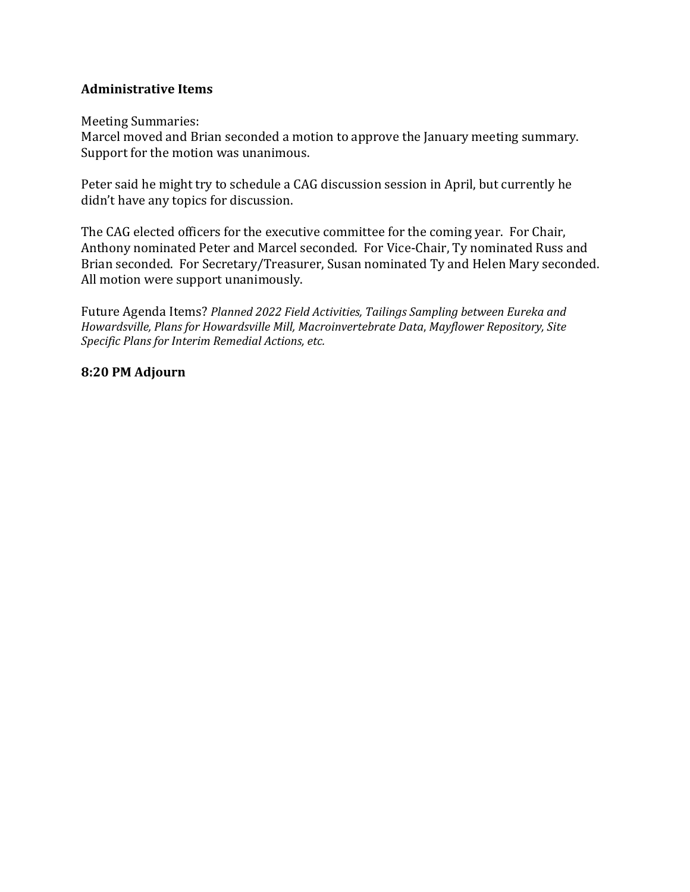**Administrative Items**

Meeting Summaries:
Marcel moved and Brian seconded a motion to approve the January meeting summary. Support for the motion was unanimous.

Peter said he might try to schedule a CAG discussion session in April, but currently he didn't have any topics for discussion.

The CAG elected officers for the executive committee for the coming year. For Chair, Anthony nominated Peter and Marcel seconded. For Vice-Chair, Ty nominated Russ and Brian seconded. For Secretary/Treasurer, Susan nominated Ty and Helen Mary seconded. All motion were support unanimously.

Future Agenda Items? *Planned 2022 Field Activities, Tailings Sampling between Eureka and Howardsville, Plans for Howardsville Mill, Macroinvertebrate Data, Mayflower Repository, Site Specific Plans for Interim Remedial Actions, etc.*

**8:20 PM Adjourn**